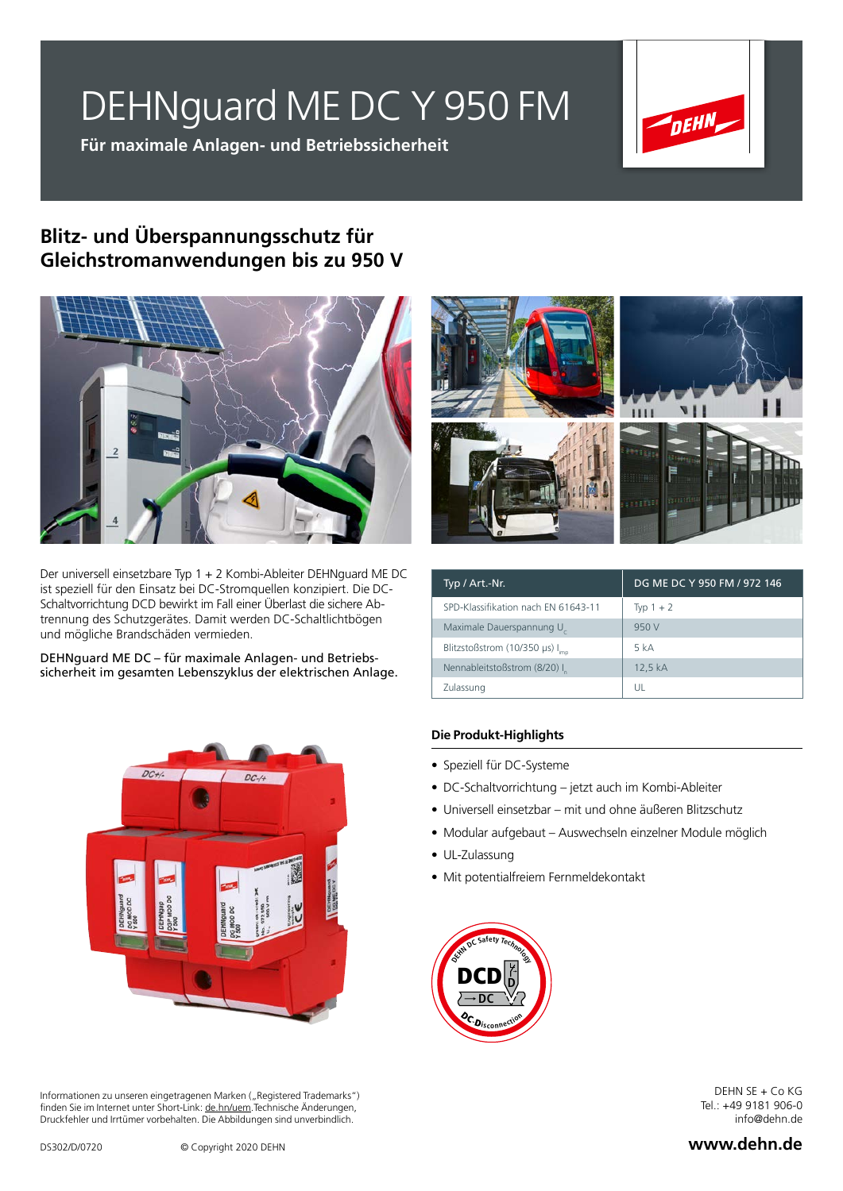# DEHNguard ME DC Y 950 FM

**Für maximale Anlagen- und Betriebssicherheit**

## Blitz- und Überspannungsschutz für Gleichstromanwendungen bis zu 950 V

Der universell einsetzbare Typ 1 + 2 Kombi-Ableiter DEHNguard ME DC ist speziell für den Einsatz bei DC-Stromquellen konzipiert. Die DC-Schaltvorrichtung DCD bewirkt im Fall einer Überlast die sichere Abtrennung des Schutzgerätes. Damit werden DC-Schaltlichtbögen und mögliche Brandschäden vermieden.

DEHNguard ME DC – für maximale Anlagen- und Betriebssicherheit im gesamten Lebenszyklus der elektrischen Anlage.

| Typ / Art.-Nr. | DG ME DC Y 950 FM / 972 146 |
| --- | --- |
| SPD-Klassifikation nach EN 61643-11 | Typ 1 + 2 |
| Maximale Dauerspannung $U_c$ | 950 V |
| Blitzstoßstrom (10/350 µs) $I_{imp}$ | 5 kA |
| Nennableitstoßstrom (8/20) $I_n$ | 12,5 kA |
| Zulassung | UL |

### Die Produkt-Highlights

- Speziell für DC-Systeme
- DC-Schaltvorrichtung – jetzt auch im Kombi-Ableiter
- Universell einsetzbar – mit und ohne äußeren Blitzschutz
- Modular aufgebaut – Auswechseln einzelner Module möglich
- UL-Zulassung
- Mit potentialfreiem Fernmeldekontakt

Informationen zu unseren eingetragenen Marken („Registered Trademarks“) finden Sie im Internet unter Short-Link: de.hn/uem. Technische Änderungen, Druckfehler und Irrtümer vorbehalten. Die Abbildungen sind unverbindlich.

DS302/D/0720 © Copyright 2020 DEHN

DEHN SE + Co KG
Tel.: +49 9181 906-0
info@dehn.de

**www.dehn.de**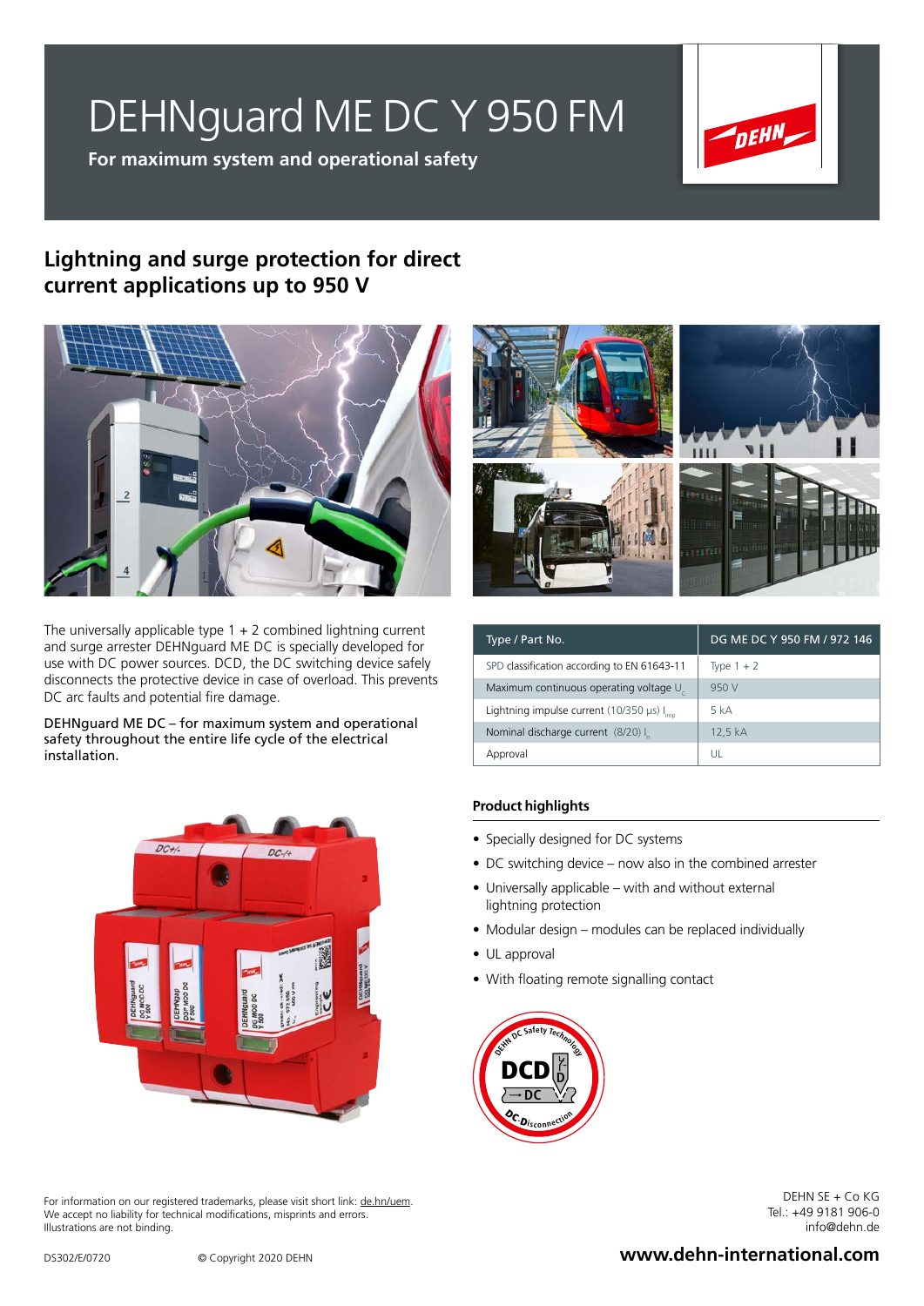# DEHNguard ME DC Y 950 FM

**For maximum system and operational safety**

## Lightning and surge protection for direct current applications up to 950 V

The universally applicable type 1 + 2 combined lightning current and surge arrester DEHNguard ME DC is specially developed for use with DC power sources. DCD, the DC switching device safely disconnects the protective device in case of overload. This prevents DC arc faults and potential fire damage.

DEHNguard ME DC – for maximum system and operational safety throughout the entire life cycle of the electrical installation.

| Type / Part No. | DG ME DC Y 950 FM / 972 146 |
|---|---|
| SPD classification according to EN 61643-11 | Type 1 + 2 |
| Maximum continuous operating voltage $U_c$ | 950 V |
| Lightning impulse current (10/350 µs) $I_{imp}$ | 5 kA |
| Nominal discharge current (8/20) $I_n$ | 12,5 kA |
| Approval | UL |

### Product highlights

- Specially designed for DC systems
- DC switching device – now also in the combined arrester
- Universally applicable – with and without external lightning protection
- Modular design – modules can be replaced individually
- UL approval
- With floating remote signalling contact

For information on our registered trademarks, please visit short link: de.hn/uem.
We accept no liability for technical modifications, misprints and errors.
Illustrations are not binding.

DEHN SE + Co KG
Tel.: +49 9181 906-0
info@dehn.de

DS302/E/0720 © Copyright 2020 DEHN

**www.dehn-international.com**